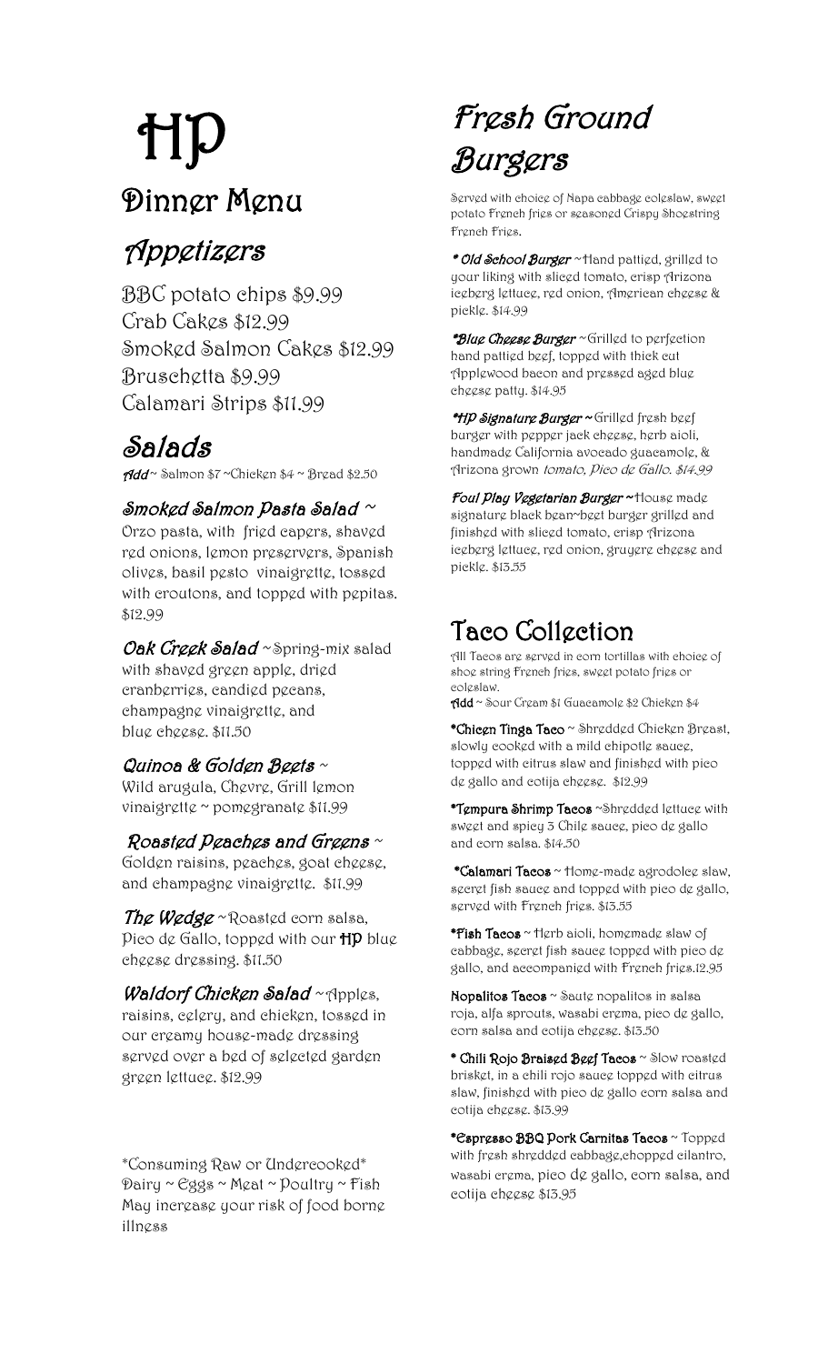# HP

## Dinner Menu

## Appetizers

BBC potato chips $9.99
Crab Cakes $12.99
Smoked Salmon Cakes $12.99
Bruschetta $9.99
Calamari Strips $11.99

## Salads

***Add*** ~ Salmon $7 ~Chicken $4 ~ Bread $2.50

***Smoked Salmon Pasta Salad*** ~
Orzo pasta, with fried capers, shaved red onions, lemon preservers, Spanish olives, basil pesto vinaigrette, tossed with croutons, and topped with pepitas. $12.99

***Oak Creek Salad*** ~ Spring-mix salad with shaved green apple, dried cranberries, candied pecans, champagne vinaigrette, and blue cheese. $11.50

***Quinoa & Golden Beets*** ~
Wild arugula, Chevre, Grill lemon vinaigrette ~ pomegranate $11.99

***Roasted Peaches and Greens*** ~
Golden raisins, peaches, goat cheese, and champagne vinaigrette. $11.99

***The Wedge*** ~ Roasted corn salsa, Pico de Gallo, topped with our **HP** blue cheese dressing. $11.50

***Waldorf Chicken Salad*** ~ Apples, raisins, celery, and chicken, tossed in our creamy house-made dressing served over a bed of selected garden green lettuce. $12.99

*Consuming Raw or Undercooked*
Dairy ~ Eggs ~ Meat ~ Poultry ~ Fish
May increase your risk of food borne illness

## Fresh Ground Burgers

Served with choice of Napa cabbage coleslaw, sweet potato French fries or seasoned Crispy Shoestring French Fries.

***\* Old School Burger*** ~ Hand pattied, grilled to your liking with sliced tomato, crisp Arizona iceberg lettuce, red onion, American cheese & pickle. $14.99

***\*Blue Cheese Burger*** ~ Grilled to perfection hand pattied beef, topped with thick cut Applewood bacon and pressed aged blue cheese patty. $14.95

***\*HP Signature Burger*** ~ Grilled fresh beef burger with pepper jack cheese, herb aioli, handmade California avocado guacamole, & Arizona grown *tomato, Pico de Gallo. $14.99*

***Foul Play Vegetarian Burger*** ~ House made signature black bean~beet burger grilled and finished with sliced tomato, crisp Arizona iceberg lettuce, red onion, gruyere cheese and pickle. $13.55

## Taco Collection

All Tacos are served in corn tortillas with choice of shoe string French fries, sweet potato fries or coleslaw.
**Add** ~ Sour Cream $1 Guacamole $2 Chicken $4

**\*Chicen Tinga Taco** ~ Shredded Chicken Breast, slowly cooked with a mild chipotle sauce, topped with citrus slaw and finished with pico de gallo and cotija cheese. $12.99

**\*Tempura Shrimp Tacos** ~Shredded lettuce with sweet and spicy 3 Chile sauce, pico de gallo and corn salsa. $14.50

**\*Calamari Tacos** ~ Home-made agrodolce slaw, secret fish sauce and topped with pico de gallo, served with French fries. $13.55

**\*Fish Tacos** ~ Herb aioli, homemade slaw of cabbage, secret fish sauce topped with pico de gallo, and accompanied with French fries.12.95

**Nopalitos Tacos** ~ Saute nopalitos in salsa roja, alfa sprouts, wasabi crema, pico de gallo, corn salsa and cotija cheese. $13.50

**\* Chili Rojo Braised Beef Tacos** ~ Slow roasted brisket, in a chili rojo sauce topped with citrus slaw, finished with pico de gallo corn salsa and cotija cheese. $13.99

**\*Espresso BBQ Pork Carnitas Tacos** ~ Topped with fresh shredded cabbage,chopped cilantro, wasabi crema, pico de gallo, corn salsa, and cotija cheese $13.95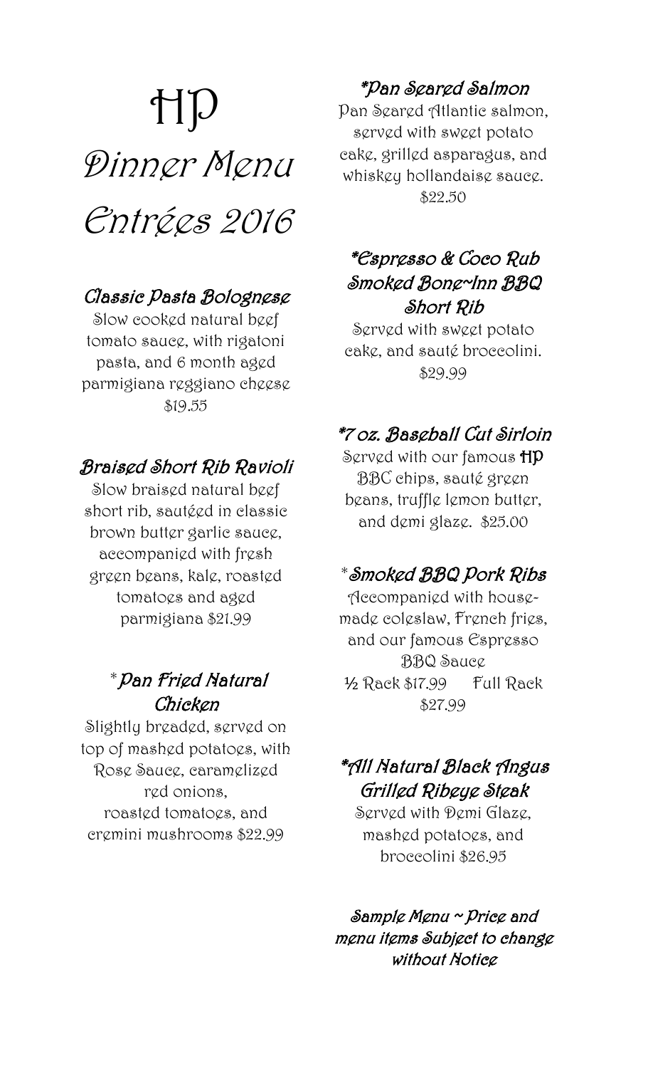# HP

# Dinner Menu Entrées 2016

### Classic Pasta Bolognese

Slow cooked natural beef tomato sauce, with rigatoni pasta, and 6 month aged parmigiana reggiano cheese $19.55

### Braised Short Rib Ravioli

Slow braised natural beef short rib, sautéed in classic brown butter garlic sauce, accompanied with fresh green beans, kale, roasted tomatoes and aged parmigiana $21.99

### *Pan Fried Natural Chicken

Slightly breaded, served on top of mashed potatoes, with Rose Sauce, caramelized red onions, roasted tomatoes, and cremini mushrooms $22.99

### *Pan Seared Salmon

Pan Seared Atlantic salmon, served with sweet potato cake, grilled asparagus, and whiskey hollandaise sauce. $22.50

### *Espresso & Coco Rub Smoked Bone~Inn BBQ Short Rib

Served with sweet potato cake, and sauté broccolini. $29.99

### *7 oz. Baseball Cut Sirloin

Served with our famous HP BBC chips, sauté green beans, truffle lemon butter, and demi glaze. $25.00

### *Smoked BBQ Pork Ribs

Accompanied with house-made coleslaw, French fries, and our famous Espresso BBQ Sauce

½ Rack $17.99 Full Rack $27.99

### *All Natural Black Angus Grilled Ribeye Steak

Served with Demi Glaze, mashed potatoes, and broccolini $26.95

*Sample Menu ~ Price and menu items Subject to change without Notice*